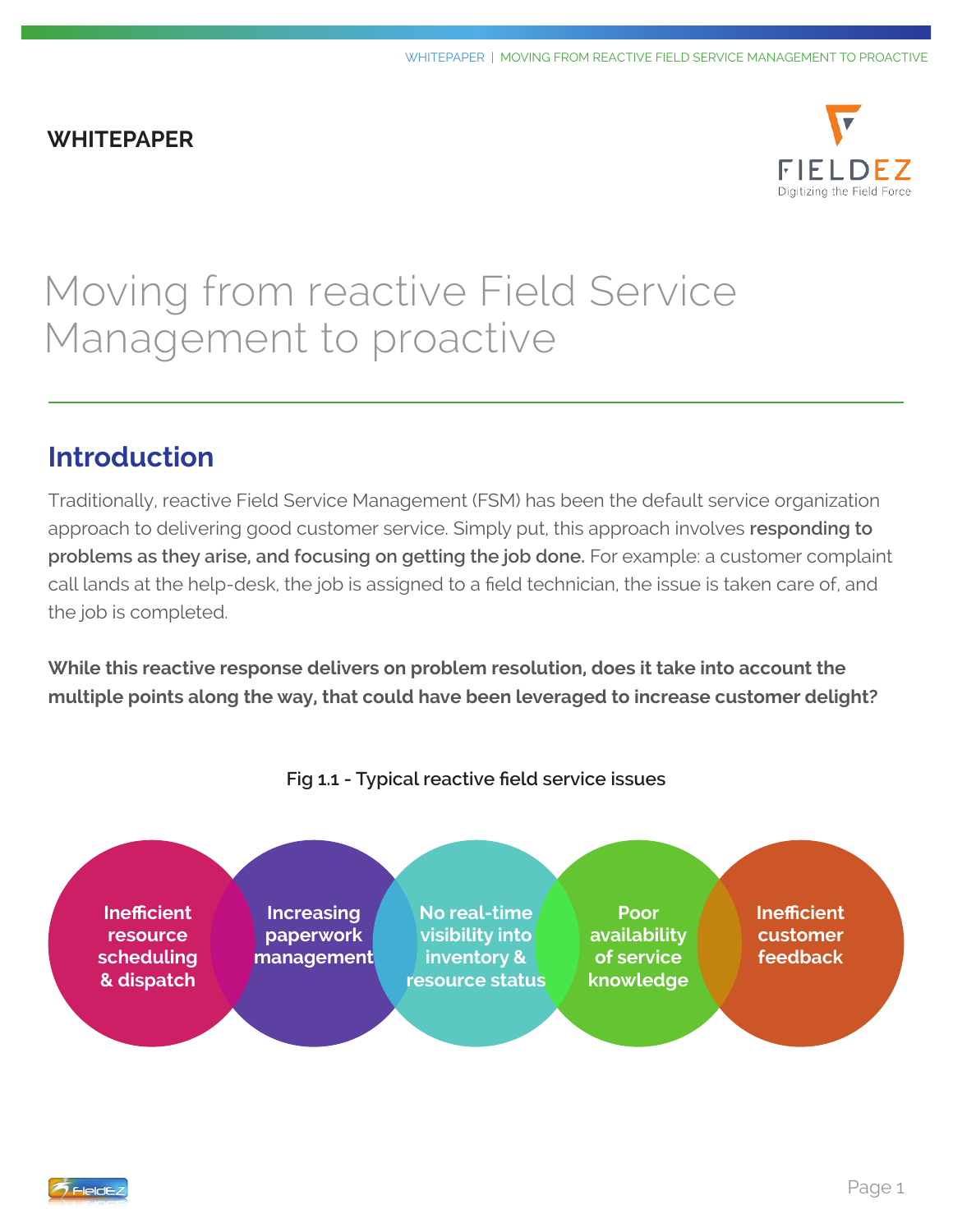WHITEPAPER

# Moving from reactive Field Service Management to proactive

## Introduction

Traditionally, reactive Field Service Management (FSM) has been the default service organization approach to delivering good customer service. Simply put, this approach involves **responding to problems as they arise, and focusing on getting the job done.** For example: a customer complaint call lands at the help-desk, the job is assigned to a field technician, the issue is taken care of, and the job is completed.

**While this reactive response delivers on problem resolution, does it take into account the multiple points along the way, that could have been leveraged to increase customer delight?**

**Fig 1.1 - Typical reactive field service issues**

- Inefficient resource scheduling & dispatch
- Increasing paperwork management
- No real-time visibility into inventory & resource status
- Poor availability of service knowledge
- Inefficient customer feedback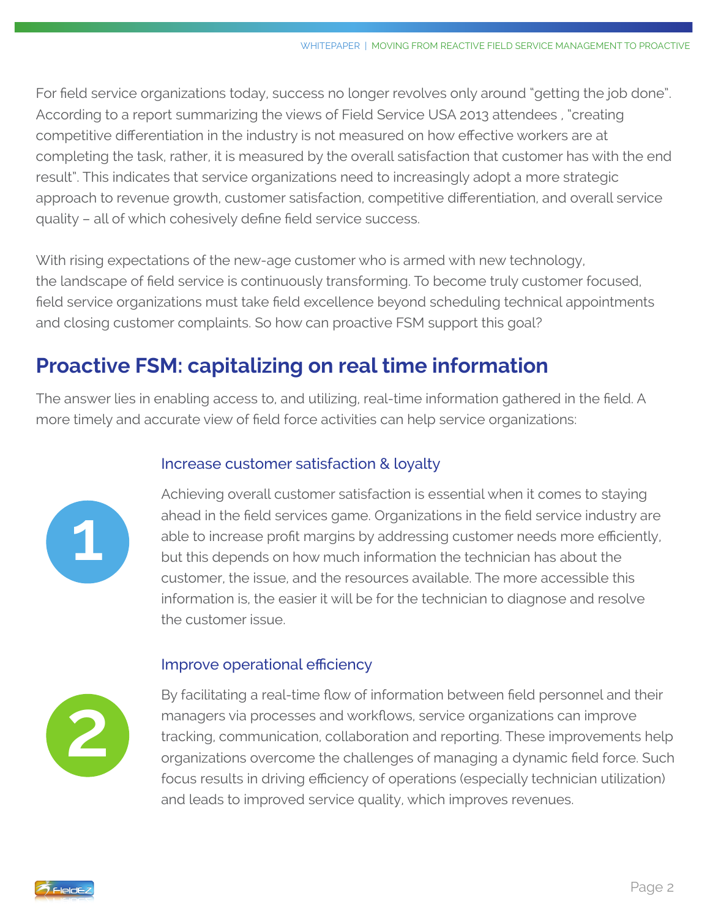For field service organizations today, success no longer revolves only around "getting the job done". According to a report summarizing the views of Field Service USA 2013 attendees , "creating competitive differentiation in the industry is not measured on how effective workers are at completing the task, rather, it is measured by the overall satisfaction that customer has with the end result". This indicates that service organizations need to increasingly adopt a more strategic approach to revenue growth, customer satisfaction, competitive differentiation, and overall service quality – all of which cohesively define field service success.

With rising expectations of the new-age customer who is armed with new technology, the landscape of field service is continuously transforming. To become truly customer focused, field service organizations must take field excellence beyond scheduling technical appointments and closing customer complaints. So how can proactive FSM support this goal?

## Proactive FSM: capitalizing on real time information

The answer lies in enabling access to, and utilizing, real-time information gathered in the field. A more timely and accurate view of field force activities can help service organizations:

### 1. Increase customer satisfaction & loyalty

Achieving overall customer satisfaction is essential when it comes to staying ahead in the field services game. Organizations in the field service industry are able to increase profit margins by addressing customer needs more efficiently, but this depends on how much information the technician has about the customer, the issue, and the resources available. The more accessible this information is, the easier it will be for the technician to diagnose and resolve the customer issue.

### 2. Improve operational efficiency

By facilitating a real-time flow of information between field personnel and their managers via processes and workflows, service organizations can improve tracking, communication, collaboration and reporting. These improvements help organizations overcome the challenges of managing a dynamic field force. Such focus results in driving efficiency of operations (especially technician utilization) and leads to improved service quality, which improves revenues.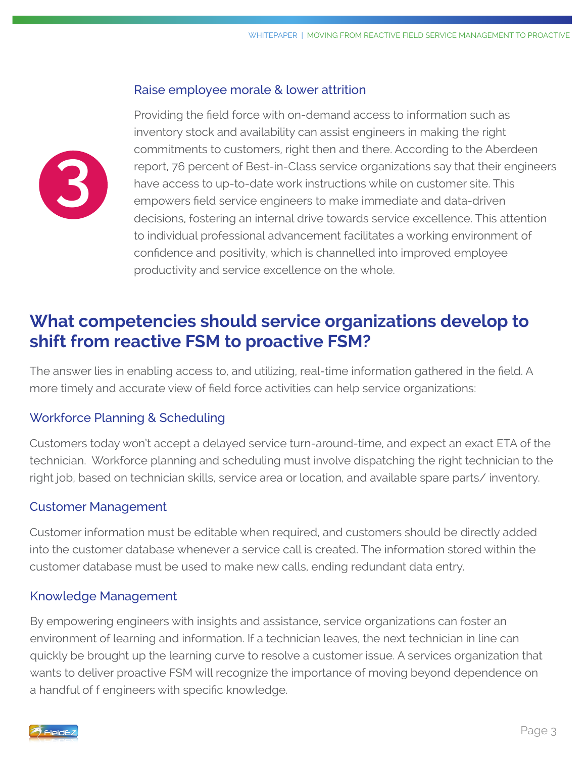### 3 Raise employee morale & lower attrition

Providing the field force with on-demand access to information such as inventory stock and availability can assist engineers in making the right commitments to customers, right then and there. According to the Aberdeen report, 76 percent of Best-in-Class service organizations say that their engineers have access to up-to-date work instructions while on customer site. This empowers field service engineers to make immediate and data-driven decisions, fostering an internal drive towards service excellence. This attention to individual professional advancement facilitates a working environment of confidence and positivity, which is channelled into improved employee productivity and service excellence on the whole.

## What competencies should service organizations develop to shift from reactive FSM to proactive FSM?

The answer lies in enabling access to, and utilizing, real-time information gathered in the field. A more timely and accurate view of field force activities can help service organizations:

### Workforce Planning & Scheduling

Customers today won't accept a delayed service turn-around-time, and expect an exact ETA of the technician. Workforce planning and scheduling must involve dispatching the right technician to the right job, based on technician skills, service area or location, and available spare parts/ inventory.

### Customer Management

Customer information must be editable when required, and customers should be directly added into the customer database whenever a service call is created. The information stored within the customer database must be used to make new calls, ending redundant data entry.

### Knowledge Management

By empowering engineers with insights and assistance, service organizations can foster an environment of learning and information. If a technician leaves, the next technician in line can quickly be brought up the learning curve to resolve a customer issue. A services organization that wants to deliver proactive FSM will recognize the importance of moving beyond dependence on a handful of f engineers with specific knowledge.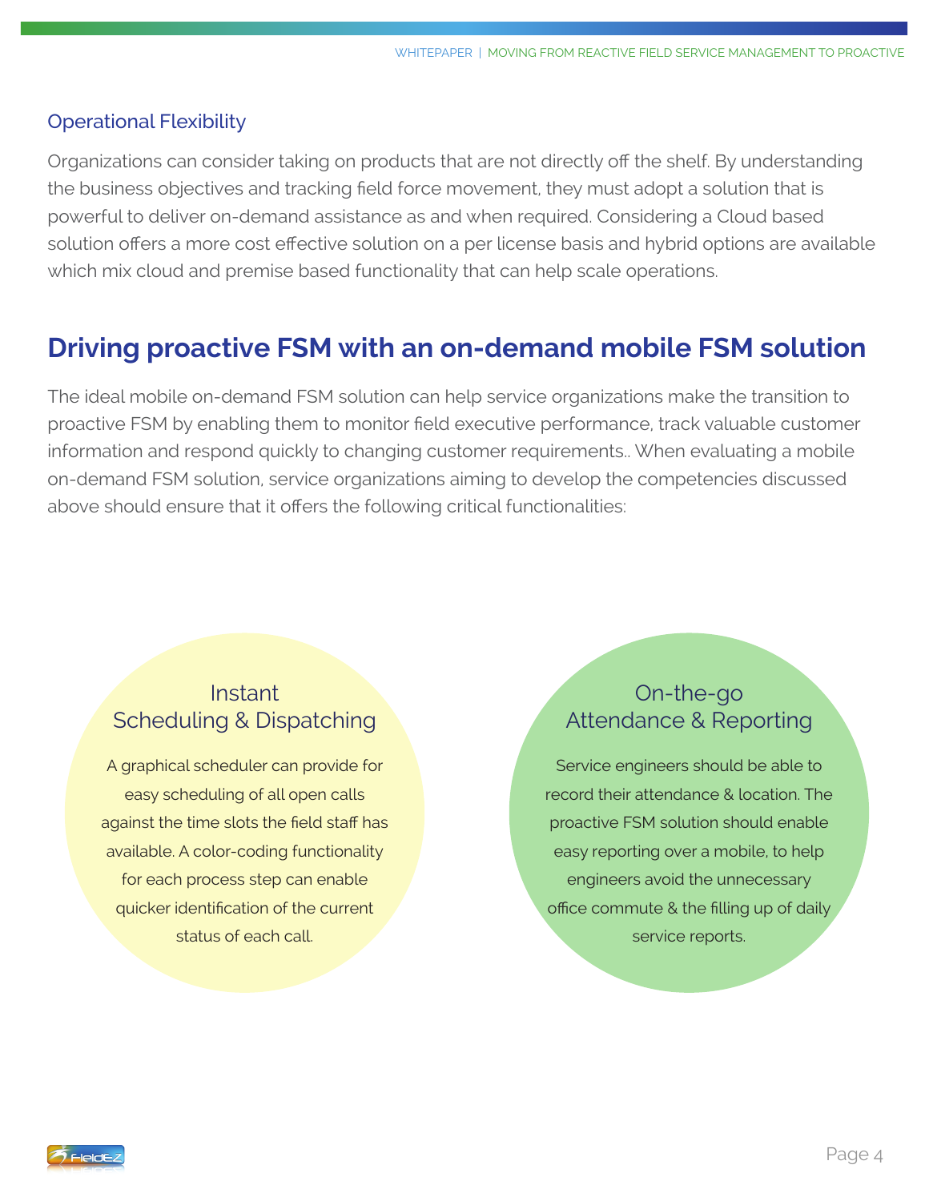### Operational Flexibility

Organizations can consider taking on products that are not directly off the shelf. By understanding the business objectives and tracking field force movement, they must adopt a solution that is powerful to deliver on-demand assistance as and when required. Considering a Cloud based solution offers a more cost effective solution on a per license basis and hybrid options are available which mix cloud and premise based functionality that can help scale operations.

## Driving proactive FSM with an on-demand mobile FSM solution

The ideal mobile on-demand FSM solution can help service organizations make the transition to proactive FSM by enabling them to monitor field executive performance, track valuable customer information and respond quickly to changing customer requirements.. When evaluating a mobile on-demand FSM solution, service organizations aiming to develop the competencies discussed above should ensure that it offers the following critical functionalities:

### Instant Scheduling & Dispatching

A graphical scheduler can provide for easy scheduling of all open calls against the time slots the field staff has available. A color-coding functionality for each process step can enable quicker identification of the current status of each call.

### On-the-go Attendance & Reporting

Service engineers should be able to record their attendance & location. The proactive FSM solution should enable easy reporting over a mobile, to help engineers avoid the unnecessary office commute & the filling up of daily service reports.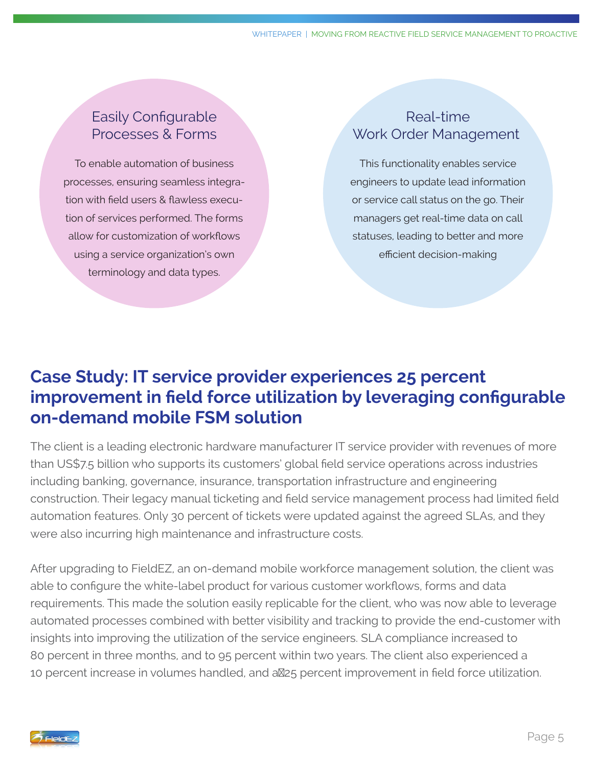### Easily Configurable Processes & Forms

To enable automation of business processes, ensuring seamless integration with field users & flawless execution of services performed. The forms allow for customization of workflows using a service organization's own terminology and data types.

### Real-time Work Order Management

This functionality enables service engineers to update lead information or service call status on the go. Their managers get real-time data on call statuses, leading to better and more efficient decision-making

## Case Study: IT service provider experiences 25 percent improvement in field force utilization by leveraging configurable on-demand mobile FSM solution

The client is a leading electronic hardware manufacturer IT service provider with revenues of more than US$7.5 billion who supports its customers' global field service operations across industries including banking, governance, insurance, transportation infrastructure and engineering construction. Their legacy manual ticketing and field service management process had limited field automation features. Only 30 percent of tickets were updated against the agreed SLAs, and they were also incurring high maintenance and infrastructure costs.

After upgrading to FieldEZ, an on-demand mobile workforce management solution, the client was able to configure the white-label product for various customer workflows, forms and data requirements. This made the solution easily replicable for the client, who was now able to leverage automated processes combined with better visibility and tracking to provide the end-customer with insights into improving the utilization of the service engineers. SLA compliance increased to 80 percent in three months, and to 95 percent within two years. The client also experienced a 10 percent increase in volumes handled, and a 25 percent improvement in field force utilization.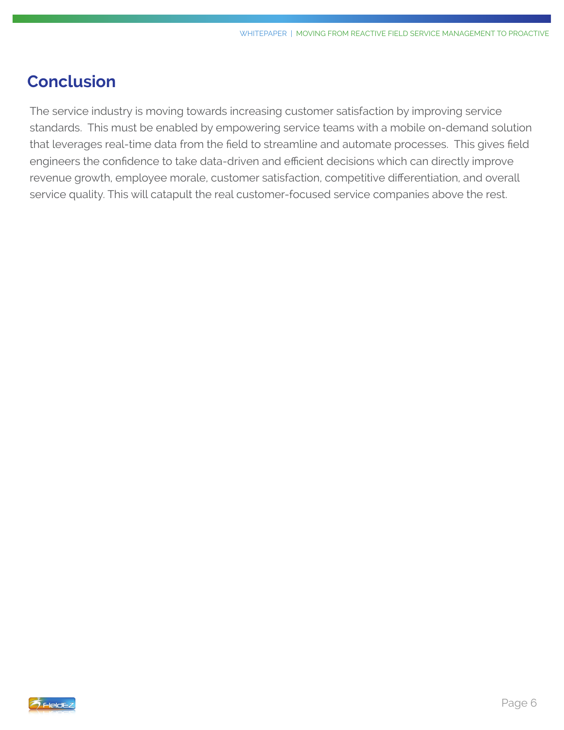## Conclusion

The service industry is moving towards increasing customer satisfaction by improving service standards. This must be enabled by empowering service teams with a mobile on-demand solution that leverages real-time data from the field to streamline and automate processes. This gives field engineers the confidence to take data-driven and efficient decisions which can directly improve revenue growth, employee morale, customer satisfaction, competitive differentiation, and overall service quality. This will catapult the real customer-focused service companies above the rest.